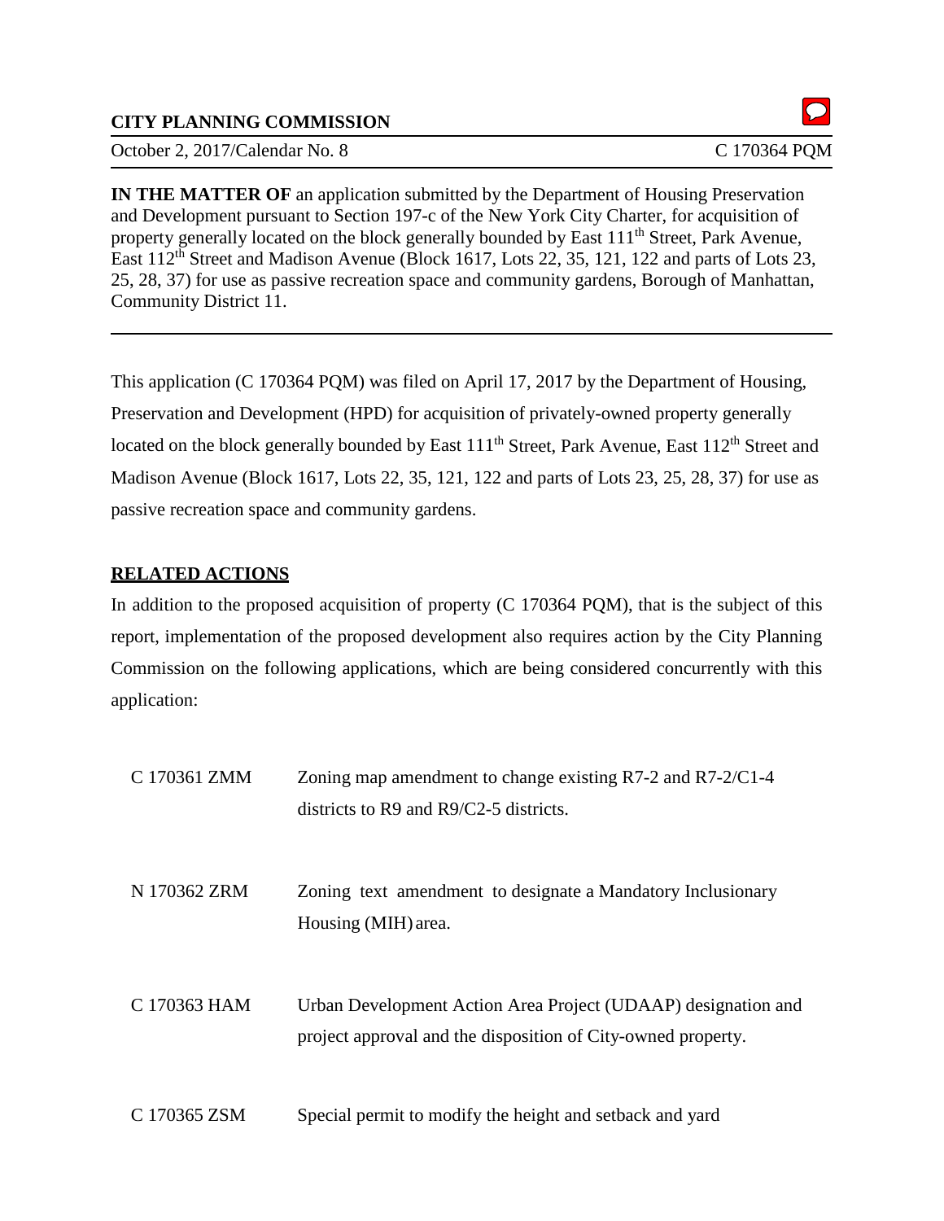**CITY PLANNING COMMISSION**

October 2, 2017/Calendar No. 8 C 170364 PQM

**IN THE MATTER OF** an application submitted by the Department of Housing Preservation and Development pursuant to Section 197-c of the New York City Charter, for acquisition of property generally located on the block generally bounded by East 111th Street, Park Avenue, East 112th Street and Madison Avenue (Block 1617, Lots 22, 35, 121, 122 and parts of Lots 23, 25, 28, 37) for use as passive recreation space and community gardens, Borough of Manhattan, Community District 11.

---

This application (C 170364 PQM) was filed on April 17, 2017 by the Department of Housing, Preservation and Development (HPD) for acquisition of privately-owned property generally located on the block generally bounded by East 111th Street, Park Avenue, East 112th Street and Madison Avenue (Block 1617, Lots 22, 35, 121, 122 and parts of Lots 23, 25, 28, 37) for use as passive recreation space and community gardens.

## RELATED ACTIONS

In addition to the proposed acquisition of property (C 170364 PQM), that is the subject of this report, implementation of the proposed development also requires action by the City Planning Commission on the following applications, which are being considered concurrently with this application:

| | |
|---|---|
| C 170361 ZMM | Zoning map amendment to change existing R7-2 and R7-2/C1-4 districts to R9 and R9/C2-5 districts. |
| N 170362 ZRM | Zoning text amendment to designate a Mandatory Inclusionary Housing (MIH) area. |
| C 170363 HAM | Urban Development Action Area Project (UDAAP) designation and project approval and the disposition of City-owned property. |
| C 170365 ZSM | Special permit to modify the height and setback and yard |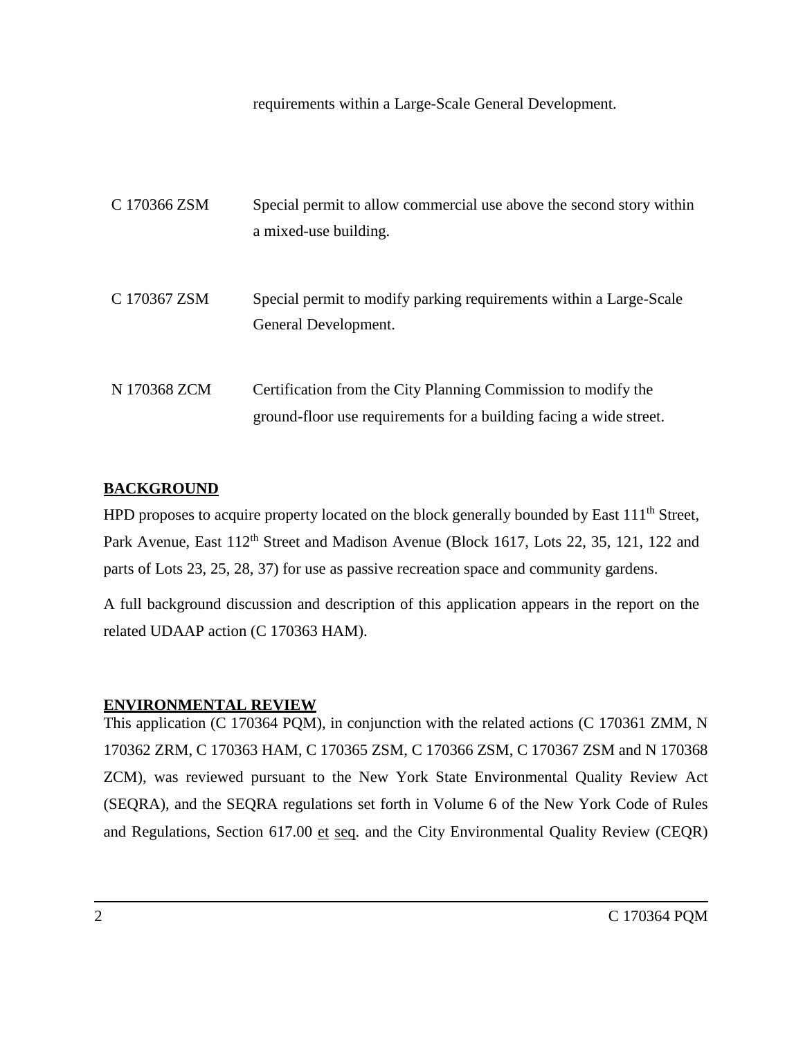requirements within a Large-Scale General Development.

| | |
|---|---|
| C 170366 ZSM | Special permit to allow commercial use above the second story within a mixed-use building. |
| C 170367 ZSM | Special permit to modify parking requirements within a Large-Scale General Development. |
| N 170368 ZCM | Certification from the City Planning Commission to modify the ground-floor use requirements for a building facing a wide street. |

**BACKGROUND**

HPD proposes to acquire property located on the block generally bounded by East 111th Street, Park Avenue, East 112th Street and Madison Avenue (Block 1617, Lots 22, 35, 121, 122 and parts of Lots 23, 25, 28, 37) for use as passive recreation space and community gardens.

A full background discussion and description of this application appears in the report on the related UDAAP action (C 170363 HAM).

**ENVIRONMENTAL REVIEW**

This application (C 170364 PQM), in conjunction with the related actions (C 170361 ZMM, N 170362 ZRM, C 170363 HAM, C 170365 ZSM, C 170366 ZSM, C 170367 ZSM and N 170368 ZCM), was reviewed pursuant to the New York State Environmental Quality Review Act (SEQRA), and the SEQRA regulations set forth in Volume 6 of the New York Code of Rules and Regulations, Section 617.00 et seq. and the City Environmental Quality Review (CEQR)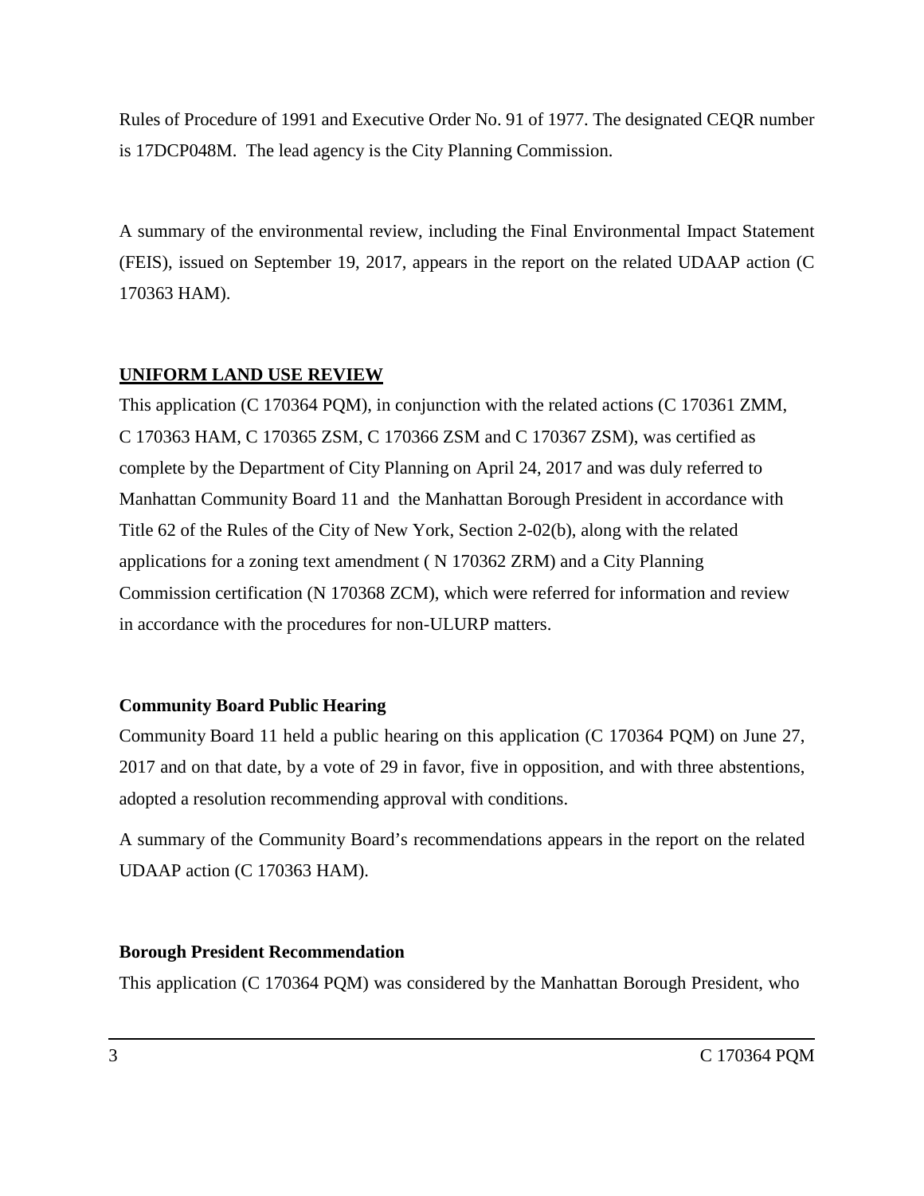Rules of Procedure of 1991 and Executive Order No. 91 of 1977. The designated CEQR number is 17DCP048M. The lead agency is the City Planning Commission.

A summary of the environmental review, including the Final Environmental Impact Statement (FEIS), issued on September 19, 2017, appears in the report on the related UDAAP action (C 170363 HAM).

## UNIFORM LAND USE REVIEW

This application (C 170364 PQM), in conjunction with the related actions (C 170361 ZMM, C 170363 HAM, C 170365 ZSM, C 170366 ZSM and C 170367 ZSM), was certified as complete by the Department of City Planning on April 24, 2017 and was duly referred to Manhattan Community Board 11 and the Manhattan Borough President in accordance with Title 62 of the Rules of the City of New York, Section 2-02(b), along with the related applications for a zoning text amendment ( N 170362 ZRM) and a City Planning Commission certification (N 170368 ZCM), which were referred for information and review in accordance with the procedures for non-ULURP matters.

### Community Board Public Hearing

Community Board 11 held a public hearing on this application (C 170364 PQM) on June 27, 2017 and on that date, by a vote of 29 in favor, five in opposition, and with three abstentions, adopted a resolution recommending approval with conditions.

A summary of the Community Board's recommendations appears in the report on the related UDAAP action (C 170363 HAM).

### Borough President Recommendation

This application (C 170364 PQM) was considered by the Manhattan Borough President, who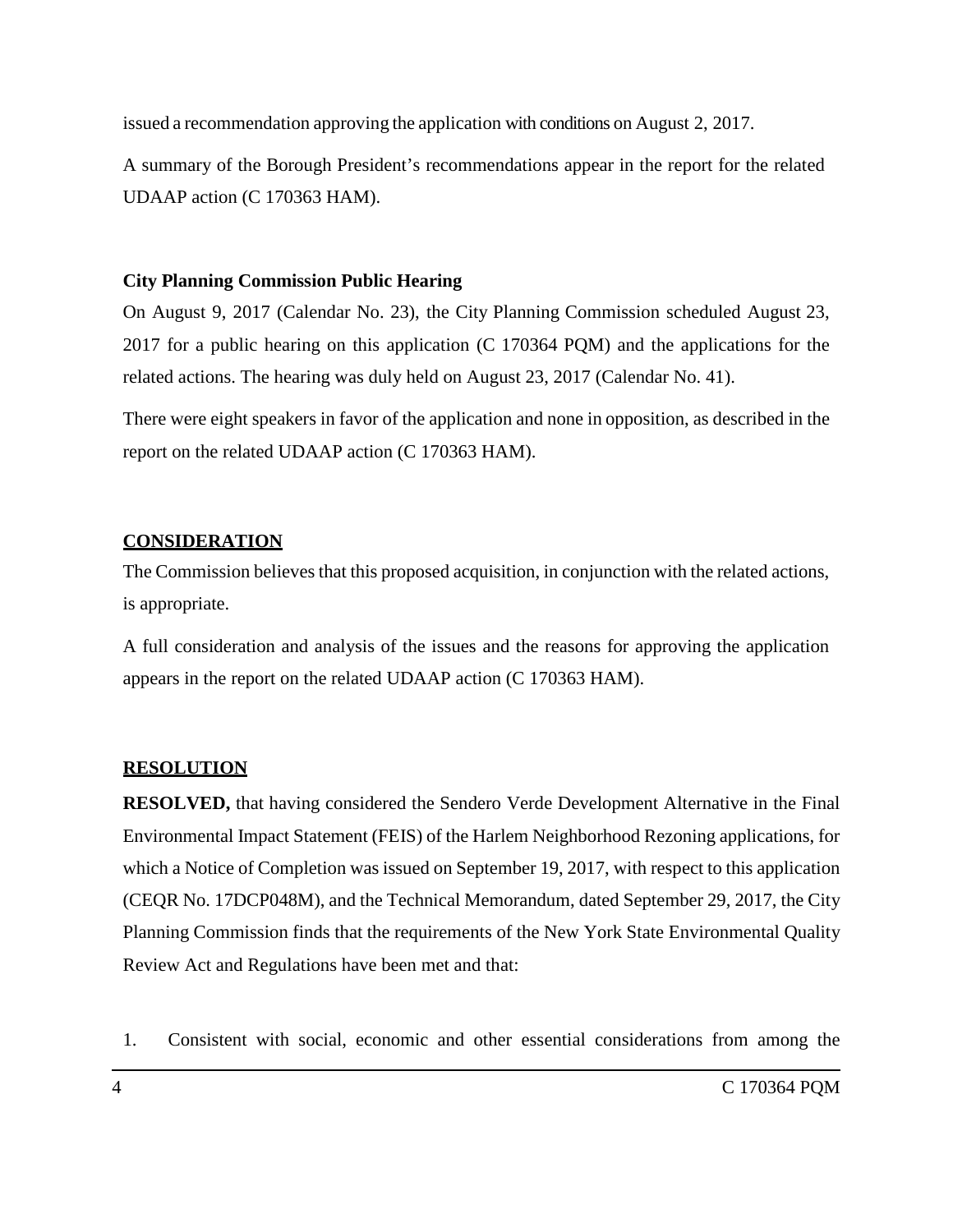issued a recommendation approving the application with conditions on August 2, 2017.

A summary of the Borough President's recommendations appear in the report for the related UDAAP action (C 170363 HAM).

**City Planning Commission Public Hearing**

On August 9, 2017 (Calendar No. 23), the City Planning Commission scheduled August 23, 2017 for a public hearing on this application (C 170364 PQM) and the applications for the related actions. The hearing was duly held on August 23, 2017 (Calendar No. 41).

There were eight speakers in favor of the application and none in opposition, as described in the report on the related UDAAP action (C 170363 HAM).

## CONSIDERATION

The Commission believes that this proposed acquisition, in conjunction with the related actions, is appropriate.

A full consideration and analysis of the issues and the reasons for approving the application appears in the report on the related UDAAP action (C 170363 HAM).

## RESOLUTION

**RESOLVED,** that having considered the Sendero Verde Development Alternative in the Final Environmental Impact Statement (FEIS) of the Harlem Neighborhood Rezoning applications, for which a Notice of Completion was issued on September 19, 2017, with respect to this application (CEQR No. 17DCP048M), and the Technical Memorandum, dated September 29, 2017, the City Planning Commission finds that the requirements of the New York State Environmental Quality Review Act and Regulations have been met and that:

1. Consistent with social, economic and other essential considerations from among the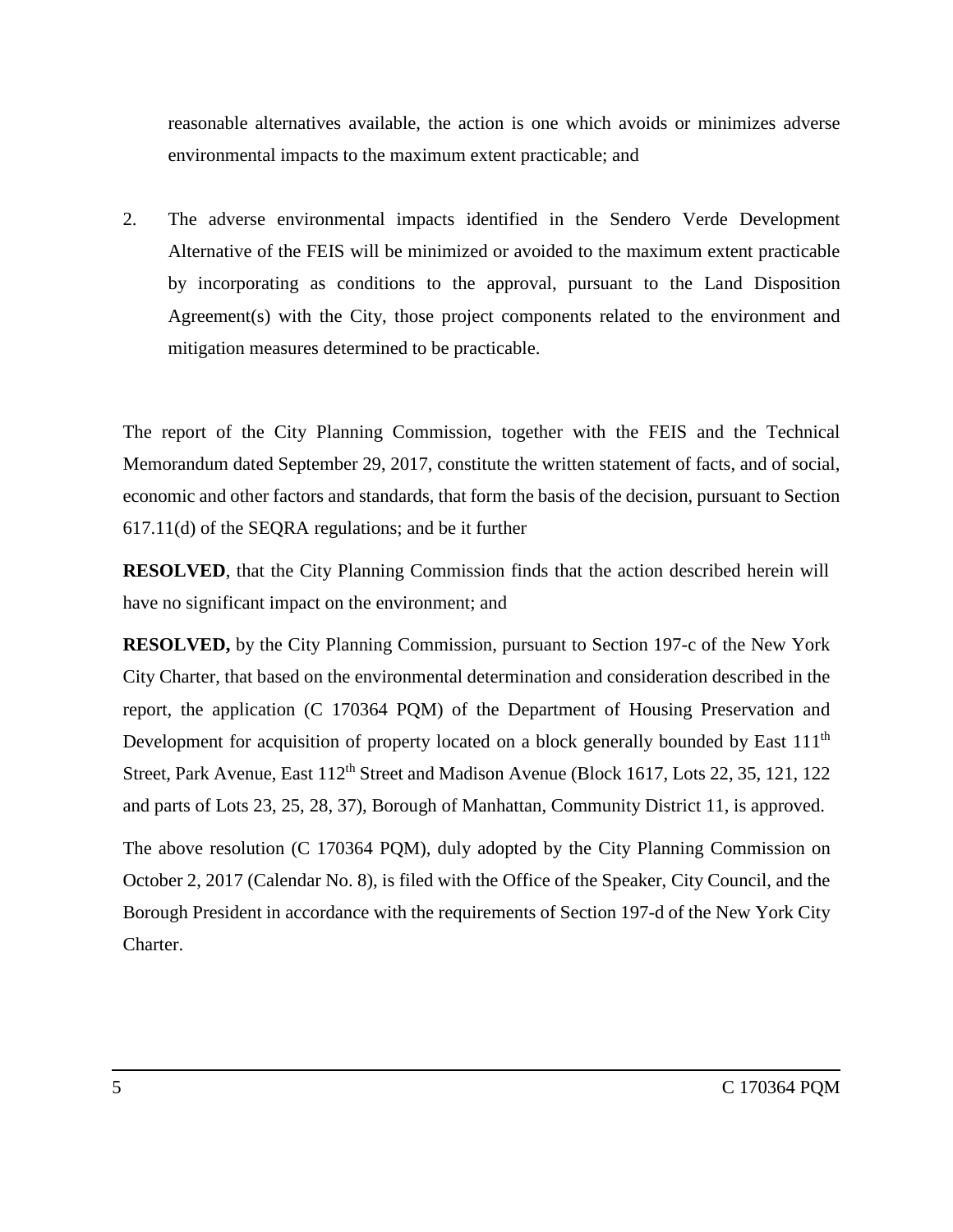reasonable alternatives available, the action is one which avoids or minimizes adverse environmental impacts to the maximum extent practicable; and

2. The adverse environmental impacts identified in the Sendero Verde Development Alternative of the FEIS will be minimized or avoided to the maximum extent practicable by incorporating as conditions to the approval, pursuant to the Land Disposition Agreement(s) with the City, those project components related to the environment and mitigation measures determined to be practicable.

The report of the City Planning Commission, together with the FEIS and the Technical Memorandum dated September 29, 2017, constitute the written statement of facts, and of social, economic and other factors and standards, that form the basis of the decision, pursuant to Section 617.11(d) of the SEQRA regulations; and be it further

**RESOLVED**, that the City Planning Commission finds that the action described herein will have no significant impact on the environment; and

**RESOLVED,** by the City Planning Commission, pursuant to Section 197-c of the New York City Charter, that based on the environmental determination and consideration described in the report, the application (C 170364 PQM) of the Department of Housing Preservation and Development for acquisition of property located on a block generally bounded by East 111th Street, Park Avenue, East 112th Street and Madison Avenue (Block 1617, Lots 22, 35, 121, 122 and parts of Lots 23, 25, 28, 37), Borough of Manhattan, Community District 11, is approved.

The above resolution (C 170364 PQM), duly adopted by the City Planning Commission on October 2, 2017 (Calendar No. 8), is filed with the Office of the Speaker, City Council, and the Borough President in accordance with the requirements of Section 197-d of the New York City Charter.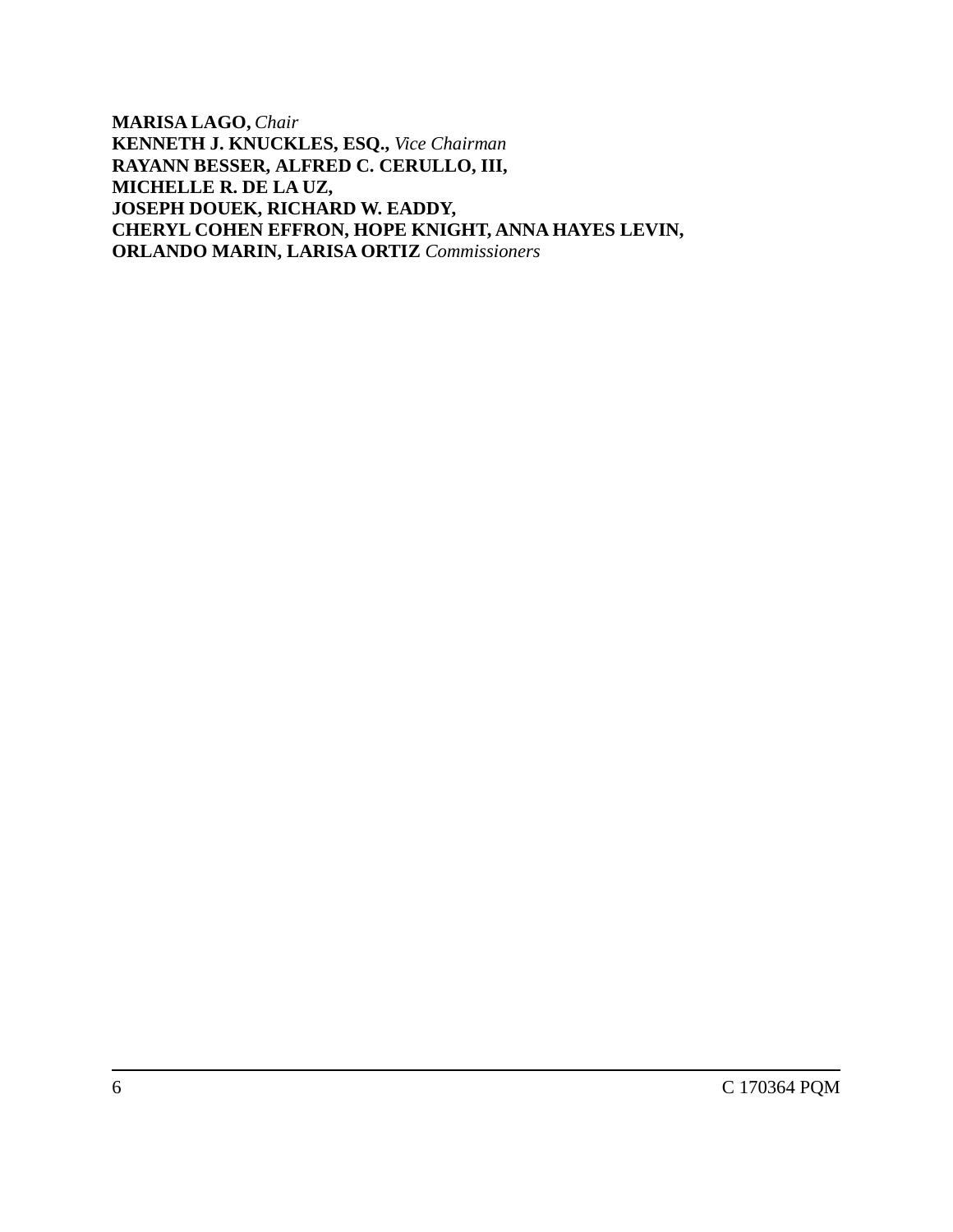**MARISA LAGO,** *Chair*
**KENNETH J. KNUCKLES, ESQ.,** *Vice Chairman*
**RAYANN BESSER, ALFRED C. CERULLO, III,**
**MICHELLE R. DE LA UZ,**
**JOSEPH DOUEK, RICHARD W. EADDY,**
**CHERYL COHEN EFFRON, HOPE KNIGHT, ANNA HAYES LEVIN,**
**ORLANDO MARIN, LARISA ORTIZ** *Commissioners*